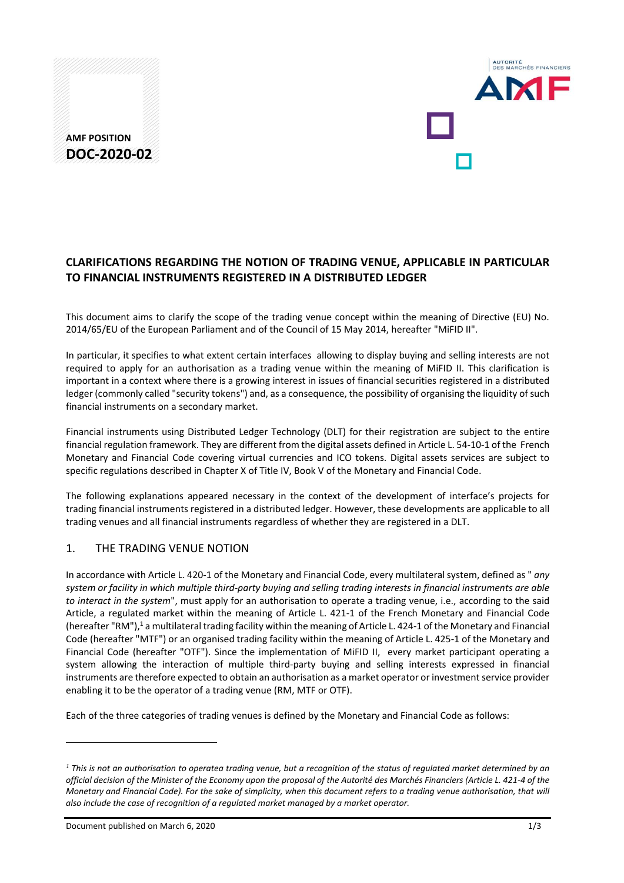**AMF POSITION**
**DOC-2020-02**

## CLARIFICATIONS REGARDING THE NOTION OF TRADING VENUE, APPLICABLE IN PARTICULAR TO FINANCIAL INSTRUMENTS REGISTERED IN A DISTRIBUTED LEDGER

This document aims to clarify the scope of the trading venue concept within the meaning of Directive (EU) No. 2014/65/EU of the European Parliament and of the Council of 15 May 2014, hereafter "MiFID II".

In particular, it specifies to what extent certain interfaces allowing to display buying and selling interests are not required to apply for an authorisation as a trading venue within the meaning of MiFID II. This clarification is important in a context where there is a growing interest in issues of financial securities registered in a distributed ledger (commonly called "security tokens") and, as a consequence, the possibility of organising the liquidity of such financial instruments on a secondary market.

Financial instruments using Distributed Ledger Technology (DLT) for their registration are subject to the entire financial regulation framework. They are different from the digital assets defined in Article L. 54-10-1 of the French Monetary and Financial Code covering virtual currencies and ICO tokens. Digital assets services are subject to specific regulations described in Chapter X of Title IV, Book V of the Monetary and Financial Code.

The following explanations appeared necessary in the context of the development of interface's projects for trading financial instruments registered in a distributed ledger. However, these developments are applicable to all trading venues and all financial instruments regardless of whether they are registered in a DLT.

## 1. THE TRADING VENUE NOTION

In accordance with Article L. 420-1 of the Monetary and Financial Code, every multilateral system, defined as " *any system or facility in which multiple third-party buying and selling trading interests in financial instruments are able to interact in the system*", must apply for an authorisation to operate a trading venue, i.e., according to the said Article, a regulated market within the meaning of Article L. 421-1 of the French Monetary and Financial Code (hereafter "RM"),[1] a multilateral trading facility within the meaning of Article L. 424-1 of the Monetary and Financial Code (hereafter "MTF") or an organised trading facility within the meaning of Article L. 425-1 of the Monetary and Financial Code (hereafter "OTF"). Since the implementation of MiFID II, every market participant operating a system allowing the interaction of multiple third-party buying and selling interests expressed in financial instruments are therefore expected to obtain an authorisation as a market operator or investment service provider enabling it to be the operator of a trading venue (RM, MTF or OTF).

Each of the three categories of trading venues is defined by the Monetary and Financial Code as follows:

---

[1] *This is not an authorisation to operatea trading venue, but a recognition of the status of regulated market determined by an official decision of the Minister of the Economy upon the proposal of the Autorité des Marchés Financiers (Article L. 421-4 of the Monetary and Financial Code). For the sake of simplicity, when this document refers to a trading venue authorisation, that will also include the case of recognition of a regulated market managed by a market operator.*

Document published on March 6, 2020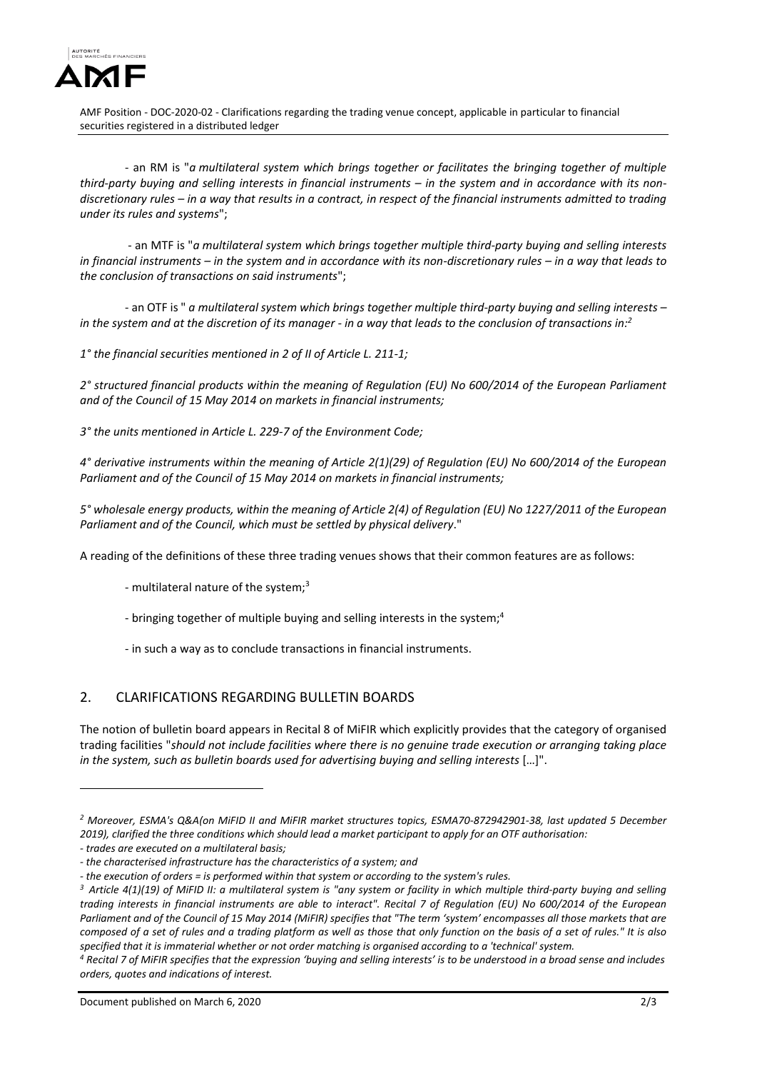- an RM is "*a multilateral system which brings together or facilitates the bringing together of multiple third-party buying and selling interests in financial instruments – in the system and in accordance with its non-discretionary rules – in a way that results in a contract, in respect of the financial instruments admitted to trading under its rules and systems*";

- an MTF is "*a multilateral system which brings together multiple third-party buying and selling interests in financial instruments – in the system and in accordance with its non-discretionary rules – in a way that leads to the conclusion of transactions on said instruments*";

- an OTF is " *a multilateral system which brings together multiple third-party buying and selling interests – in the system and at the discretion of its manager - in a way that leads to the conclusion of transactions in:*[2]

*1° the financial securities mentioned in 2 of II of Article L. 211-1;*

*2° structured financial products within the meaning of Regulation (EU) No 600/2014 of the European Parliament and of the Council of 15 May 2014 on markets in financial instruments;*

*3° the units mentioned in Article L. 229-7 of the Environment Code;*

*4° derivative instruments within the meaning of Article 2(1)(29) of Regulation (EU) No 600/2014 of the European Parliament and of the Council of 15 May 2014 on markets in financial instruments;*

*5° wholesale energy products, within the meaning of Article 2(4) of Regulation (EU) No 1227/2011 of the European Parliament and of the Council, which must be settled by physical delivery*."

A reading of the definitions of these three trading venues shows that their common features are as follows:

- multilateral nature of the system;[3]

- bringing together of multiple buying and selling interests in the system;[4]

- in such a way as to conclude transactions in financial instruments.

## 2. CLARIFICATIONS REGARDING BULLETIN BOARDS

The notion of bulletin board appears in Recital 8 of MiFIR which explicitly provides that the category of organised trading facilities "*should not include facilities where there is no genuine trade execution or arranging taking place in the system, such as bulletin boards used for advertising buying and selling interests* […]".

---

[2] *Moreover, ESMA's Q&A(on MiFID II and MiFIR market structures topics, ESMA70-872942901-38, last updated 5 December 2019), clarified the three conditions which should lead a market participant to apply for an OTF authorisation:*

*- trades are executed on a multilateral basis;*

*- the characterised infrastructure has the characteristics of a system; and*

*- the execution of orders = is performed within that system or according to the system's rules.*

[3] *Article 4(1)(19) of MiFID II: a multilateral system is "any system or facility in which multiple third-party buying and selling trading interests in financial instruments are able to interact". Recital 7 of Regulation (EU) No 600/2014 of the European Parliament and of the Council of 15 May 2014 (MiFIR) specifies that "The term 'system' encompasses all those markets that are composed of a set of rules and a trading platform as well as those that only function on the basis of a set of rules." It is also specified that it is immaterial whether or not order matching is organised according to a 'technical' system.*

[4] *Recital 7 of MiFIR specifies that the expression 'buying and selling interests' is to be understood in a broad sense and includes orders, quotes and indications of interest.*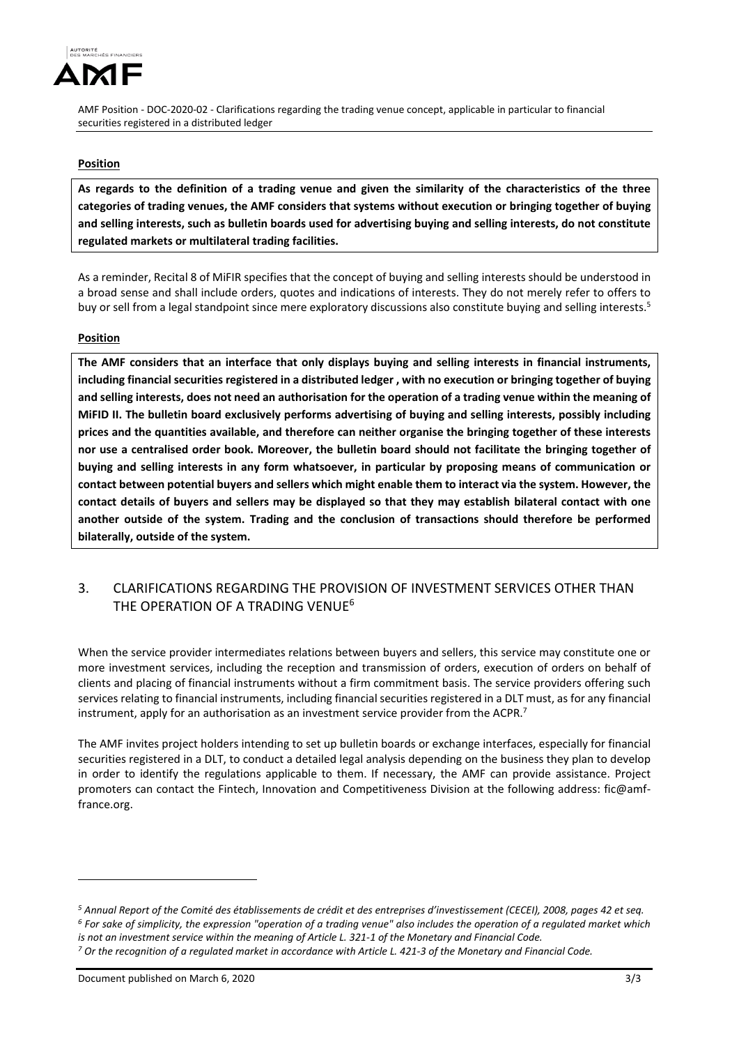**Position**

**As regards to the definition of a trading venue and given the similarity of the characteristics of the three categories of trading venues, the AMF considers that systems without execution or bringing together of buying and selling interests, such as bulletin boards used for advertising buying and selling interests, do not constitute regulated markets or multilateral trading facilities.**

As a reminder, Recital 8 of MiFIR specifies that the concept of buying and selling interests should be understood in a broad sense and shall include orders, quotes and indications of interests. They do not merely refer to offers to buy or sell from a legal standpoint since mere exploratory discussions also constitute buying and selling interests.[5]

**Position**

**The AMF considers that an interface that only displays buying and selling interests in financial instruments, including financial securities registered in a distributed ledger , with no execution or bringing together of buying and selling interests, does not need an authorisation for the operation of a trading venue within the meaning of MiFID II. The bulletin board exclusively performs advertising of buying and selling interests, possibly including prices and the quantities available, and therefore can neither organise the bringing together of these interests nor use a centralised order book. Moreover, the bulletin board should not facilitate the bringing together of buying and selling interests in any form whatsoever, in particular by proposing means of communication or contact between potential buyers and sellers which might enable them to interact via the system. However, the contact details of buyers and sellers may be displayed so that they may establish bilateral contact with one another outside of the system. Trading and the conclusion of transactions should therefore be performed bilaterally, outside of the system.**

## 3. CLARIFICATIONS REGARDING THE PROVISION OF INVESTMENT SERVICES OTHER THAN THE OPERATION OF A TRADING VENUE[6]

When the service provider intermediates relations between buyers and sellers, this service may constitute one or more investment services, including the reception and transmission of orders, execution of orders on behalf of clients and placing of financial instruments without a firm commitment basis. The service providers offering such services relating to financial instruments, including financial securities registered in a DLT must, as for any financial instrument, apply for an authorisation as an investment service provider from the ACPR.[7]

The AMF invites project holders intending to set up bulletin boards or exchange interfaces, especially for financial securities registered in a DLT, to conduct a detailed legal analysis depending on the business they plan to develop in order to identify the regulations applicable to them. If necessary, the AMF can provide assistance. Project promoters can contact the Fintech, Innovation and Competitiveness Division at the following address: fic@amf-france.org.

---

*[5] Annual Report of the Comité des établissements de crédit et des entreprises d'investissement (CECEI), 2008, pages 42 et seq.*

*[6] For sake of simplicity, the expression "operation of a trading venue" also includes the operation of a regulated market which is not an investment service within the meaning of Article L. 321-1 of the Monetary and Financial Code.*

*[7] Or the recognition of a regulated market in accordance with Article L. 421-3 of the Monetary and Financial Code.*